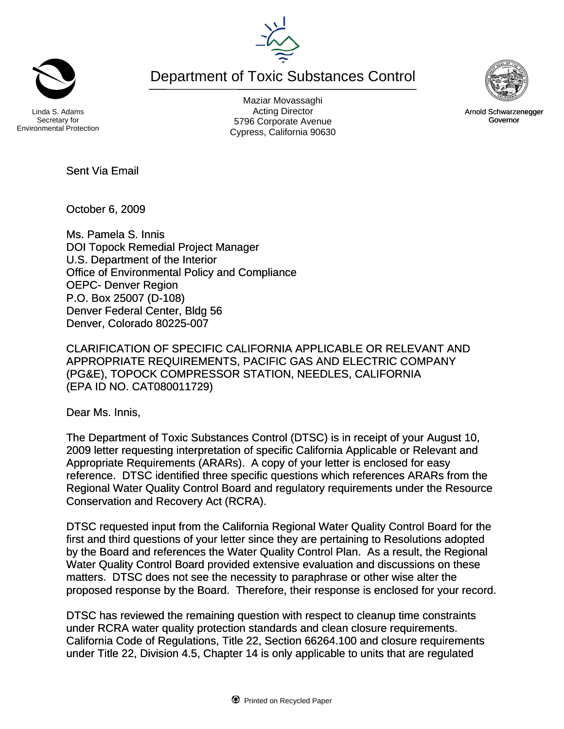Linda S. Adams
Secretary for
Environmental Protection

# Department of Toxic Substances Control

Maziar Movassaghi
Acting Director
5796 Corporate Avenue
Cypress, California 90630

Arnold Schwarzenegger
Governor

Sent Via Email

October 6, 2009

Ms. Pamela S. Innis
DOI Topock Remedial Project Manager
U.S. Department of the Interior
Office of Environmental Policy and Compliance
OEPC- Denver Region
P.O. Box 25007 (D-108)
Denver Federal Center, Bldg 56
Denver, Colorado 80225-007

CLARIFICATION OF SPECIFIC CALIFORNIA APPLICABLE OR RELEVANT AND APPROPRIATE REQUIREMENTS, PACIFIC GAS AND ELECTRIC COMPANY (PG&E), TOPOCK COMPRESSOR STATION, NEEDLES, CALIFORNIA (EPA ID NO. CAT080011729)

Dear Ms. Innis,

The Department of Toxic Substances Control (DTSC) is in receipt of your August 10, 2009 letter requesting interpretation of specific California Applicable or Relevant and Appropriate Requirements (ARARs). A copy of your letter is enclosed for easy reference. DTSC identified three specific questions which references ARARs from the Regional Water Quality Control Board and regulatory requirements under the Resource Conservation and Recovery Act (RCRA).

DTSC requested input from the California Regional Water Quality Control Board for the first and third questions of your letter since they are pertaining to Resolutions adopted by the Board and references the Water Quality Control Plan. As a result, the Regional Water Quality Control Board provided extensive evaluation and discussions on these matters. DTSC does not see the necessity to paraphrase or other wise alter the proposed response by the Board. Therefore, their response is enclosed for your record.

DTSC has reviewed the remaining question with respect to cleanup time constraints under RCRA water quality protection standards and clean closure requirements. California Code of Regulations, Title 22, Section 66264.100 and closure requirements under Title 22, Division 4.5, Chapter 14 is only applicable to units that are regulated

Printed on Recycled Paper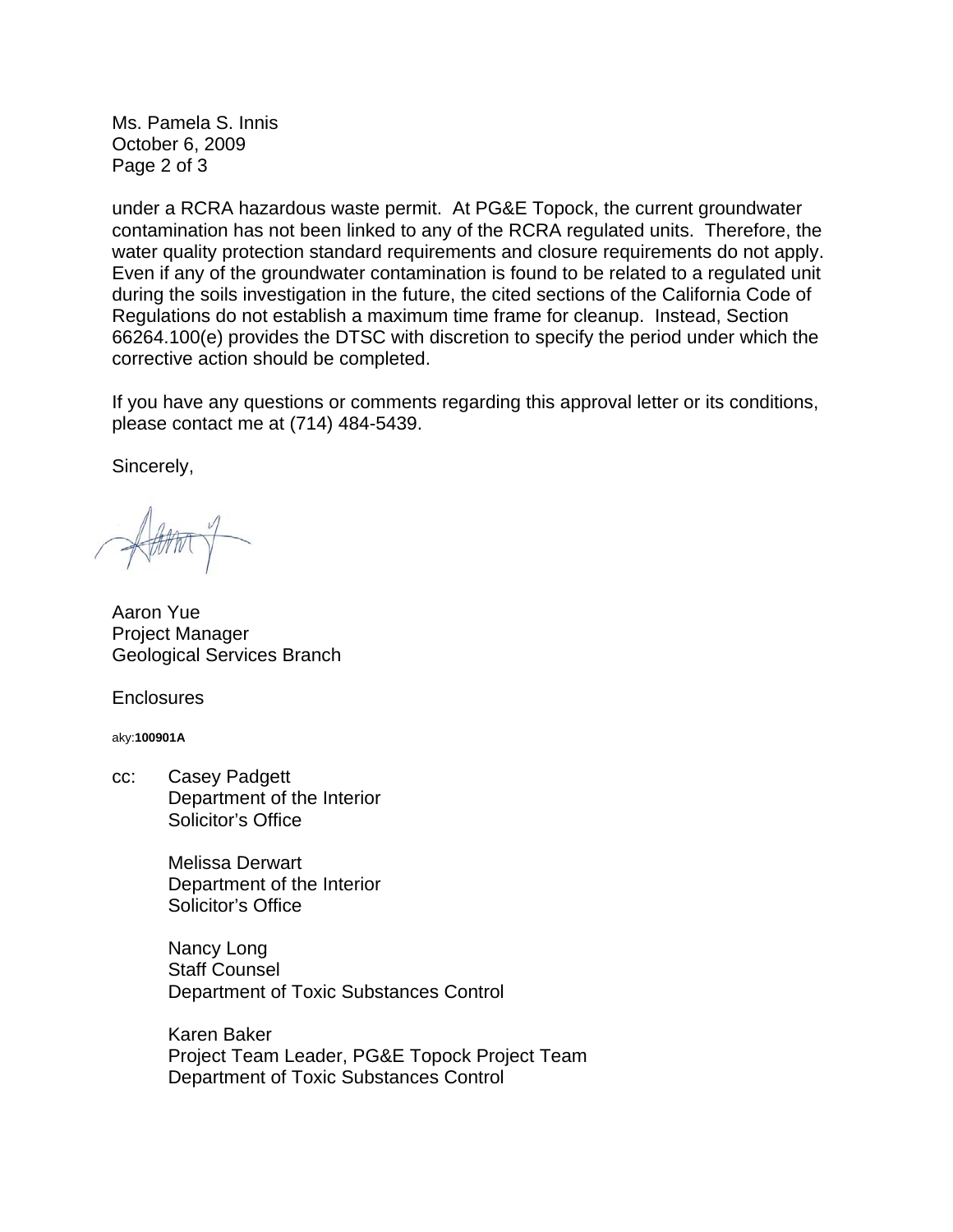under a RCRA hazardous waste permit. At PG&E Topock, the current groundwater contamination has not been linked to any of the RCRA regulated units. Therefore, the water quality protection standard requirements and closure requirements do not apply. Even if any of the groundwater contamination is found to be related to a regulated unit during the soils investigation in the future, the cited sections of the California Code of Regulations do not establish a maximum time frame for cleanup. Instead, Section 66264.100(e) provides the DTSC with discretion to specify the period under which the corrective action should be completed.

If you have any questions or comments regarding this approval letter or its conditions, please contact me at (714) 484-5439.

Sincerely,

Aaron Yue
Project Manager
Geological Services Branch

Enclosures

aky:**100901A**

cc: Casey Padgett
Department of the Interior
Solicitor's Office

Melissa Derwart
Department of the Interior
Solicitor's Office

Nancy Long
Staff Counsel
Department of Toxic Substances Control

Karen Baker
Project Team Leader, PG&E Topock Project Team
Department of Toxic Substances Control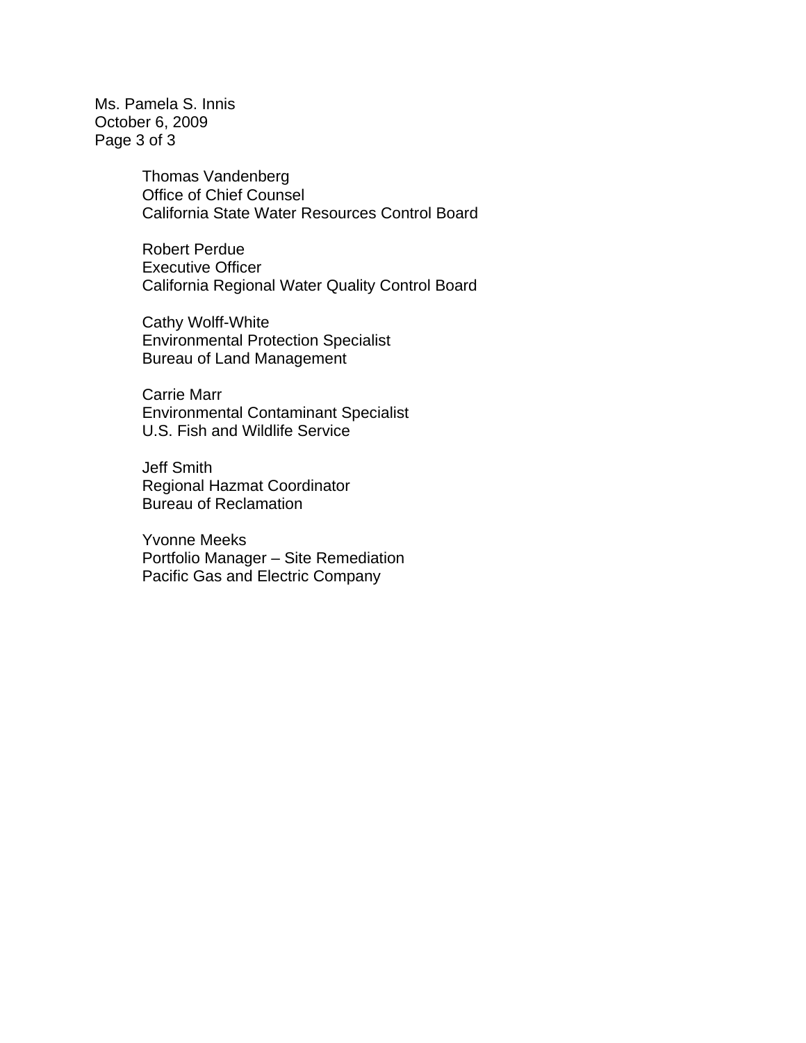Thomas Vandenberg
Office of Chief Counsel
California State Water Resources Control Board

Robert Perdue
Executive Officer
California Regional Water Quality Control Board

Cathy Wolff-White
Environmental Protection Specialist
Bureau of Land Management

Carrie Marr
Environmental Contaminant Specialist
U.S. Fish and Wildlife Service

Jeff Smith
Regional Hazmat Coordinator
Bureau of Reclamation

Yvonne Meeks
Portfolio Manager – Site Remediation
Pacific Gas and Electric Company